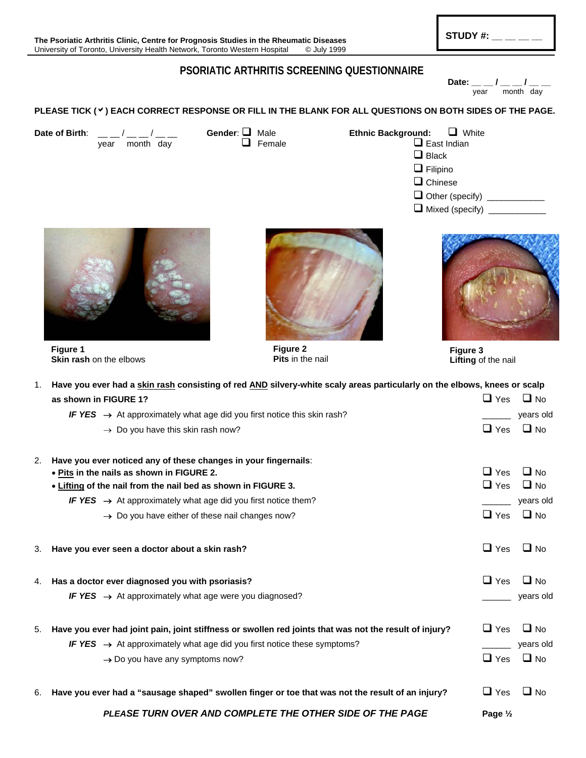The Psoriatic Arthritis Clinic, Centre for Prognosis Studies in the Rheumatic Diseases
University of Toronto, University Health Network, Toronto Western Hospital © July 1999

**STUDY #:** __ __ __ __

# PSORIATIC ARTHRITIS SCREENING QUESTIONNAIRE

**Date:** __ __ / __ __ / __ __
year month day

**PLEASE TICK (✓) EACH CORRECT RESPONSE OR FILL IN THE BLANK FOR ALL QUESTIONS ON BOTH SIDES OF THE PAGE.**

**Date of Birth:** __ __ / __ __ / __ __
year month day

**Gender:** ❑ Male ❑ Female

**Ethnic Background:**
- ❑ White
- ❑ East Indian
- ❑ Black
- ❑ Filipino
- ❑ Chinese
- ❑ Other (specify) ____________
- ❑ Mixed (specify) ____________

**Figure 1**
**Skin rash** on the elbows

**Figure 2**
**Pits** in the nail

**Figure 3**
**Lifting** of the nail

1. **Have you ever had a skin rash consisting of red AND silvery-white scaly areas particularly on the elbows, knees or scalp as shown in FIGURE 1?** ❑ Yes ❑ No
   - ***IF YES*** → At approximately what age did you first notice this skin rash? ______ years old
   - → Do you have this skin rash now? ❑ Yes ❑ No

2. **Have you ever noticed any of these changes in your fingernails:**
   - **Pits in the nails as shown in FIGURE 2.** ❑ Yes ❑ No
   - **Lifting of the nail from the nail bed as shown in FIGURE 3.** ❑ Yes ❑ No
   - ***IF YES*** → At approximately what age did you first notice them? ______ years old
   - → Do you have either of these nail changes now? ❑ Yes ❑ No

3. **Have you ever seen a doctor about a skin rash?** ❑ Yes ❑ No

4. **Has a doctor ever diagnosed you with psoriasis?** ❑ Yes ❑ No
   - ***IF YES*** → At approximately what age were you diagnosed? ______ years old

5. **Have you ever had joint pain, joint stiffness or swollen red joints that was not the result of injury?** ❑ Yes ❑ No
   - ***IF YES*** → At approximately what age did you first notice these symptoms? ______ years old
   - → Do you have any symptoms now? ❑ Yes ❑ No

6. **Have you ever had a "sausage shaped" swollen finger or toe that was not the result of an injury?** ❑ Yes ❑ No

***PLEASE TURN OVER AND COMPLETE THE OTHER SIDE OF THE PAGE***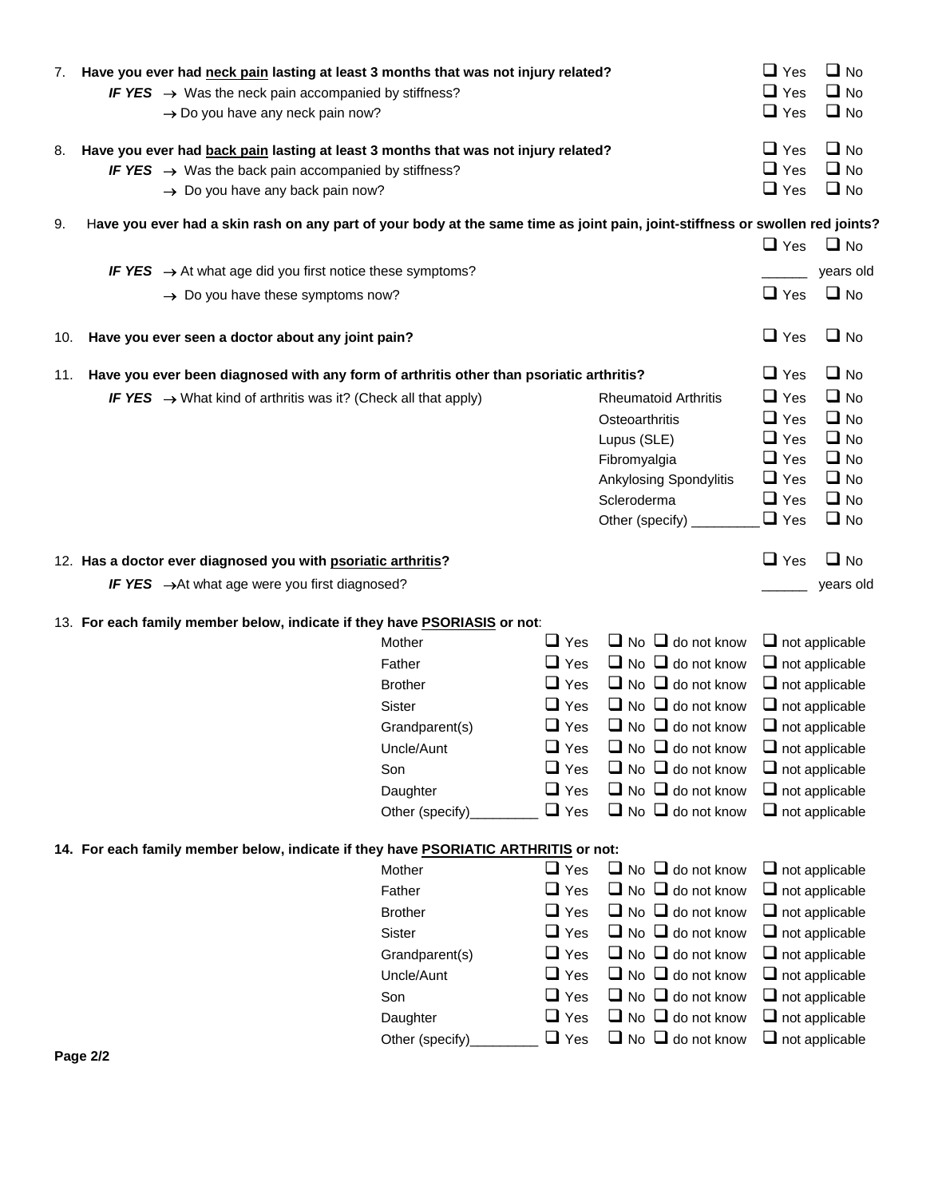7. **Have you ever had <u>neck pain</u> lasting at least 3 months that was not injury related?** ❑ Yes ❑ No

   ***IF YES*** → Was the neck pain accompanied by stiffness? ❑ Yes ❑ No

   → Do you have any neck pain now? ❑ Yes ❑ No

8. **Have you ever had <u>back pain</u> lasting at least 3 months that was not injury related?** ❑ Yes ❑ No

   ***IF YES*** → Was the back pain accompanied by stiffness? ❑ Yes ❑ No

   → Do you have any back pain now? ❑ Yes ❑ No

9. H**ave you ever had a skin rash on any part of your body at the same time as joint pain, joint-stiffness or swollen red joints?** ❑ Yes ❑ No

   ***IF YES*** → At what age did you first notice these symptoms? ______ years old

   → Do you have these symptoms now? ❑ Yes ❑ No

10. **Have you ever seen a doctor about any joint pain?** ❑ Yes ❑ No

11. **Have you ever been diagnosed with any form of arthritis other than psoriatic arthritis?** ❑ Yes ❑ No

    ***IF YES*** → What kind of arthritis was it? (Check all that apply)

| | | |
|---|---|---|
| Rheumatoid Arthritis | ❑ Yes | ❑ No |
| Osteoarthritis | ❑ Yes | ❑ No |
| Lupus (SLE) | ❑ Yes | ❑ No |
| Fibromyalgia | ❑ Yes | ❑ No |
| Ankylosing Spondylitis | ❑ Yes | ❑ No |
| Scleroderma | ❑ Yes | ❑ No |
| Other (specify) _________ | ❑ Yes | ❑ No |

12. **Has a doctor ever diagnosed you with <u>psoriatic arthritis</u>?** ❑ Yes ❑ No

    ***IF YES*** →At what age were you first diagnosed? ______ years old

13. **For each family member below, indicate if they have <u>PSORIASIS</u> or not**:

| | | | | |
|---|---|---|---|---|
| Mother | ❑ Yes | ❑ No | ❑ do not know | ❑ not applicable |
| Father | ❑ Yes | ❑ No | ❑ do not know | ❑ not applicable |
| Brother | ❑ Yes | ❑ No | ❑ do not know | ❑ not applicable |
| Sister | ❑ Yes | ❑ No | ❑ do not know | ❑ not applicable |
| Grandparent(s) | ❑ Yes | ❑ No | ❑ do not know | ❑ not applicable |
| Uncle/Aunt | ❑ Yes | ❑ No | ❑ do not know | ❑ not applicable |
| Son | ❑ Yes | ❑ No | ❑ do not know | ❑ not applicable |
| Daughter | ❑ Yes | ❑ No | ❑ do not know | ❑ not applicable |
| Other (specify)_________ | ❑ Yes | ❑ No | ❑ do not know | ❑ not applicable |

**14. For each family member below, indicate if they have <u>PSORIATIC ARTHRITIS</u> or not:**

| | | | | |
|---|---|---|---|---|
| Mother | ❑ Yes | ❑ No | ❑ do not know | ❑ not applicable |
| Father | ❑ Yes | ❑ No | ❑ do not know | ❑ not applicable |
| Brother | ❑ Yes | ❑ No | ❑ do not know | ❑ not applicable |
| Sister | ❑ Yes | ❑ No | ❑ do not know | ❑ not applicable |
| Grandparent(s) | ❑ Yes | ❑ No | ❑ do not know | ❑ not applicable |
| Uncle/Aunt | ❑ Yes | ❑ No | ❑ do not know | ❑ not applicable |
| Son | ❑ Yes | ❑ No | ❑ do not know | ❑ not applicable |
| Daughter | ❑ Yes | ❑ No | ❑ do not know | ❑ not applicable |
| Other (specify)_________ | ❑ Yes | ❑ No | ❑ do not know | ❑ not applicable |